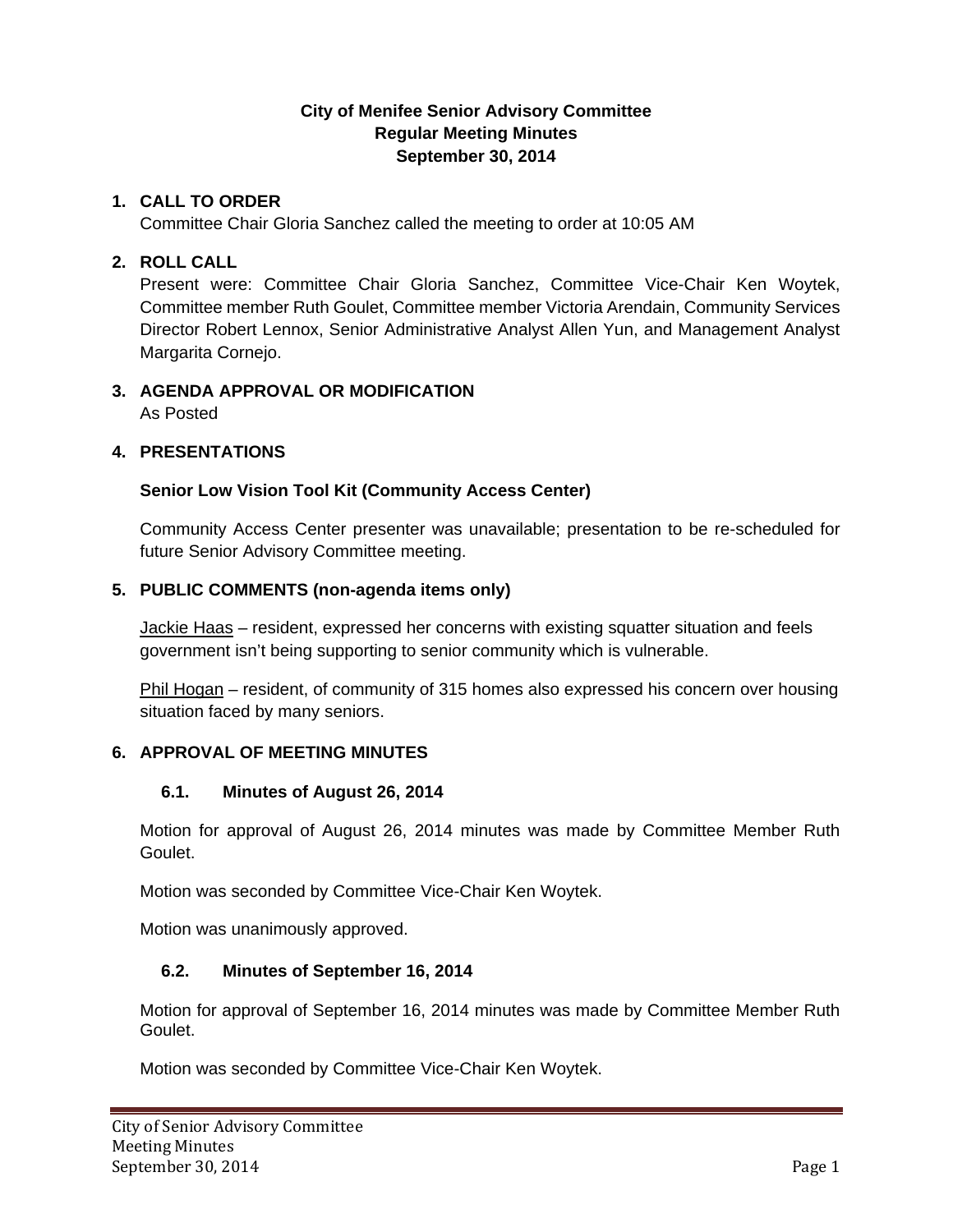**City of Menifee Senior Advisory Committee**
**Regular Meeting Minutes**
**September 30, 2014**

**1. CALL TO ORDER**

Committee Chair Gloria Sanchez called the meeting to order at 10:05 AM

**2. ROLL CALL**

Present were: Committee Chair Gloria Sanchez, Committee Vice-Chair Ken Woytek, Committee member Ruth Goulet, Committee member Victoria Arendain, Community Services Director Robert Lennox, Senior Administrative Analyst Allen Yun, and Management Analyst Margarita Cornejo.

**3. AGENDA APPROVAL OR MODIFICATION**

As Posted

**4. PRESENTATIONS**

**Senior Low Vision Tool Kit (Community Access Center)**

Community Access Center presenter was unavailable; presentation to be re-scheduled for future Senior Advisory Committee meeting.

**5. PUBLIC COMMENTS (non-agenda items only)**

Jackie Haas – resident, expressed her concerns with existing squatter situation and feels government isn't being supporting to senior community which is vulnerable.

Phil Hogan – resident, of community of 315 homes also expressed his concern over housing situation faced by many seniors.

**6. APPROVAL OF MEETING MINUTES**

**6.1. Minutes of August 26, 2014**

Motion for approval of August 26, 2014 minutes was made by Committee Member Ruth Goulet.

Motion was seconded by Committee Vice-Chair Ken Woytek.

Motion was unanimously approved.

**6.2. Minutes of September 16, 2014**

Motion for approval of September 16, 2014 minutes was made by Committee Member Ruth Goulet.

Motion was seconded by Committee Vice-Chair Ken Woytek.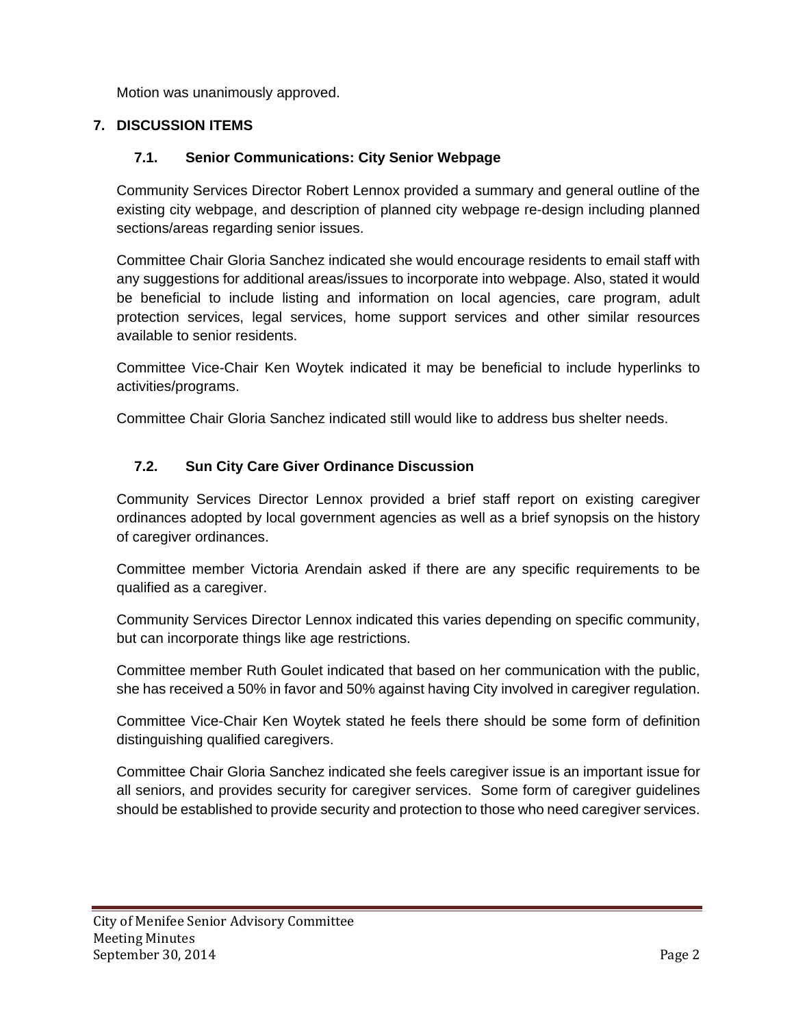Motion was unanimously approved.

## 7. DISCUSSION ITEMS

### 7.1. Senior Communications: City Senior Webpage

Community Services Director Robert Lennox provided a summary and general outline of the existing city webpage, and description of planned city webpage re-design including planned sections/areas regarding senior issues.

Committee Chair Gloria Sanchez indicated she would encourage residents to email staff with any suggestions for additional areas/issues to incorporate into webpage. Also, stated it would be beneficial to include listing and information on local agencies, care program, adult protection services, legal services, home support services and other similar resources available to senior residents.

Committee Vice-Chair Ken Woytek indicated it may be beneficial to include hyperlinks to activities/programs.

Committee Chair Gloria Sanchez indicated still would like to address bus shelter needs.

### 7.2. Sun City Care Giver Ordinance Discussion

Community Services Director Lennox provided a brief staff report on existing caregiver ordinances adopted by local government agencies as well as a brief synopsis on the history of caregiver ordinances.

Committee member Victoria Arendain asked if there are any specific requirements to be qualified as a caregiver.

Community Services Director Lennox indicated this varies depending on specific community, but can incorporate things like age restrictions.

Committee member Ruth Goulet indicated that based on her communication with the public, she has received a 50% in favor and 50% against having City involved in caregiver regulation.

Committee Vice-Chair Ken Woytek stated he feels there should be some form of definition distinguishing qualified caregivers.

Committee Chair Gloria Sanchez indicated she feels caregiver issue is an important issue for all seniors, and provides security for caregiver services. Some form of caregiver guidelines should be established to provide security and protection to those who need caregiver services.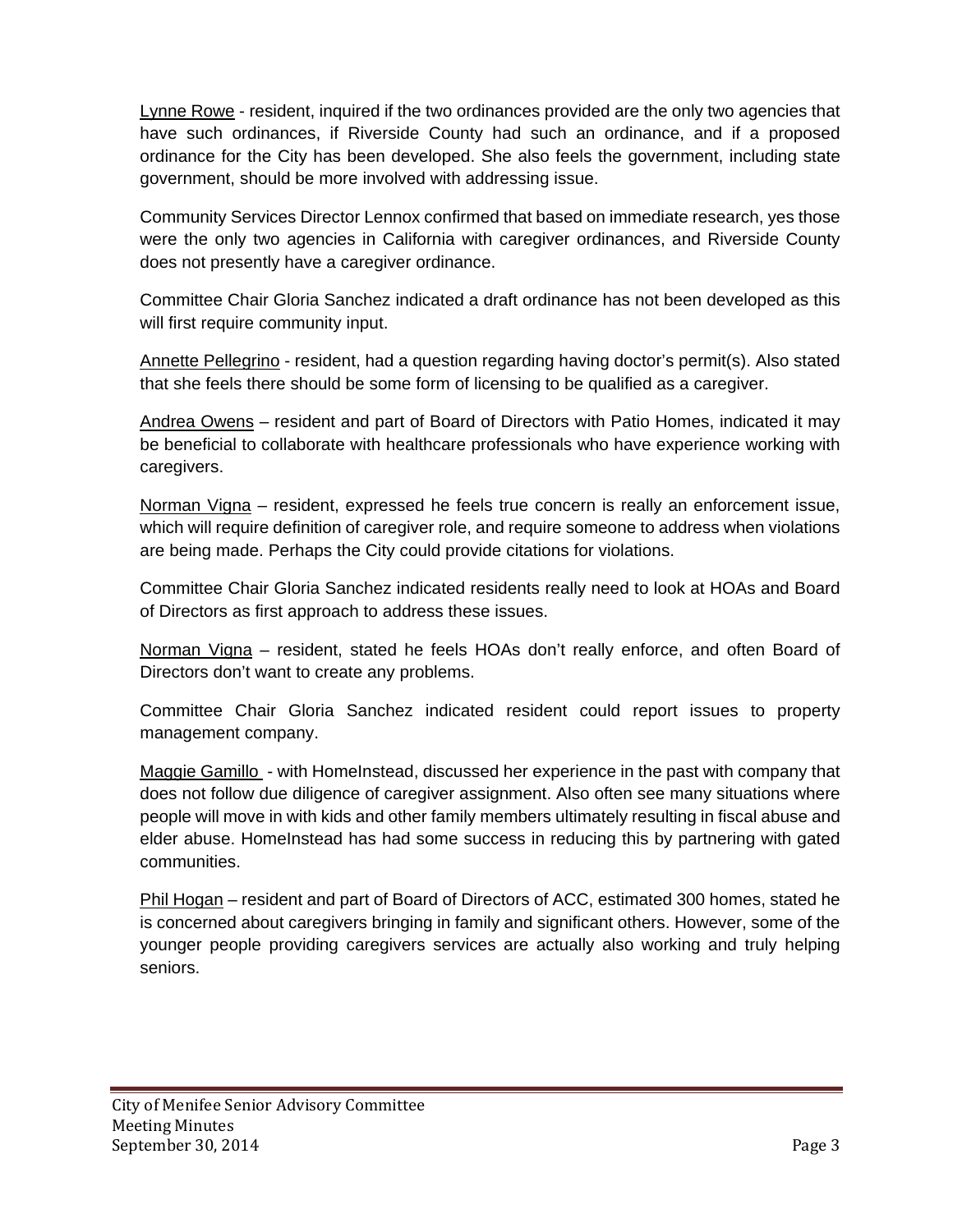Lynne Rowe - resident, inquired if the two ordinances provided are the only two agencies that have such ordinances, if Riverside County had such an ordinance, and if a proposed ordinance for the City has been developed. She also feels the government, including state government, should be more involved with addressing issue.

Community Services Director Lennox confirmed that based on immediate research, yes those were the only two agencies in California with caregiver ordinances, and Riverside County does not presently have a caregiver ordinance.

Committee Chair Gloria Sanchez indicated a draft ordinance has not been developed as this will first require community input.

Annette Pellegrino - resident, had a question regarding having doctor's permit(s). Also stated that she feels there should be some form of licensing to be qualified as a caregiver.

Andrea Owens – resident and part of Board of Directors with Patio Homes, indicated it may be beneficial to collaborate with healthcare professionals who have experience working with caregivers.

Norman Vigna – resident, expressed he feels true concern is really an enforcement issue, which will require definition of caregiver role, and require someone to address when violations are being made. Perhaps the City could provide citations for violations.

Committee Chair Gloria Sanchez indicated residents really need to look at HOAs and Board of Directors as first approach to address these issues.

Norman Vigna – resident, stated he feels HOAs don't really enforce, and often Board of Directors don't want to create any problems.

Committee Chair Gloria Sanchez indicated resident could report issues to property management company.

Maggie Gamillo - with HomeInstead, discussed her experience in the past with company that does not follow due diligence of caregiver assignment. Also often see many situations where people will move in with kids and other family members ultimately resulting in fiscal abuse and elder abuse. HomeInstead has had some success in reducing this by partnering with gated communities.

Phil Hogan – resident and part of Board of Directors of ACC, estimated 300 homes, stated he is concerned about caregivers bringing in family and significant others. However, some of the younger people providing caregivers services are actually also working and truly helping seniors.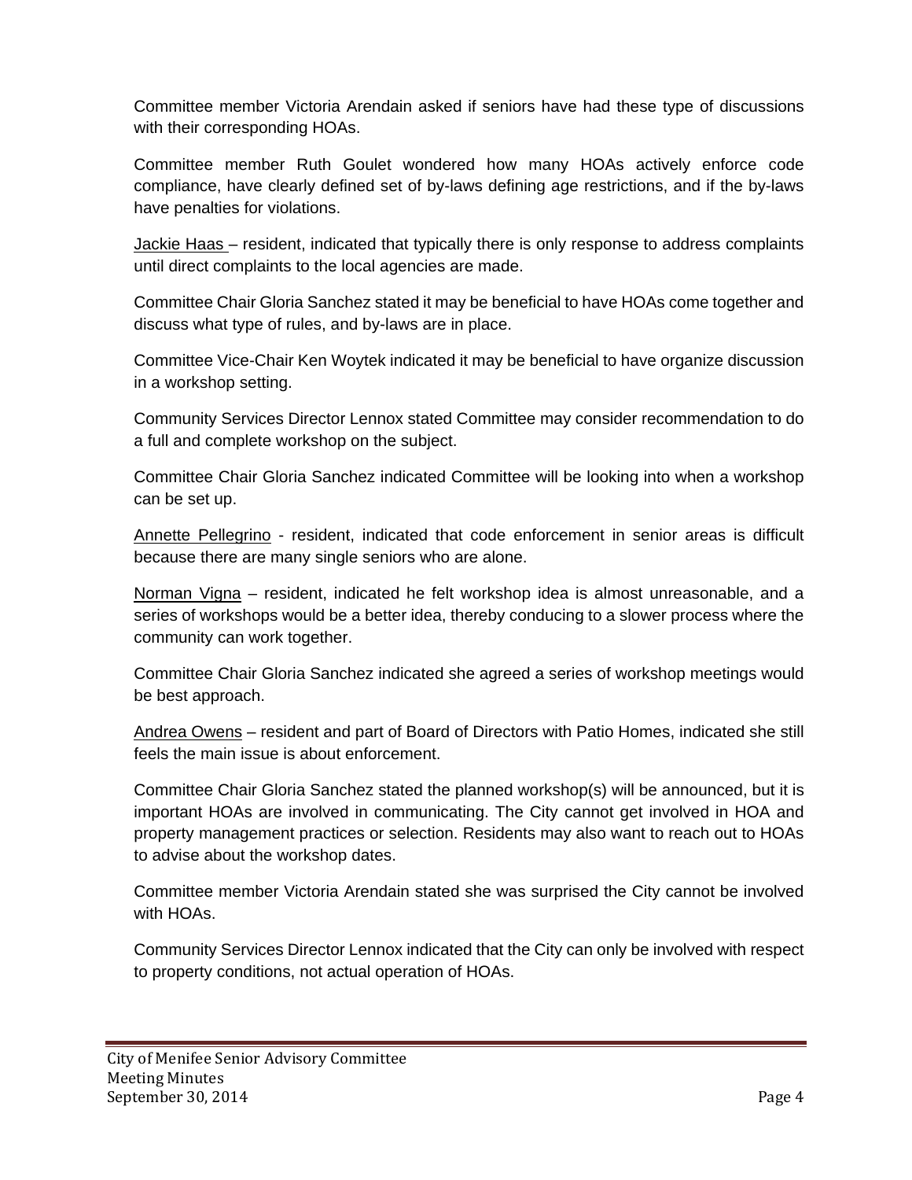Committee member Victoria Arendain asked if seniors have had these type of discussions with their corresponding HOAs.

Committee member Ruth Goulet wondered how many HOAs actively enforce code compliance, have clearly defined set of by-laws defining age restrictions, and if the by-laws have penalties for violations.

Jackie Haas – resident, indicated that typically there is only response to address complaints until direct complaints to the local agencies are made.

Committee Chair Gloria Sanchez stated it may be beneficial to have HOAs come together and discuss what type of rules, and by-laws are in place.

Committee Vice-Chair Ken Woytek indicated it may be beneficial to have organize discussion in a workshop setting.

Community Services Director Lennox stated Committee may consider recommendation to do a full and complete workshop on the subject.

Committee Chair Gloria Sanchez indicated Committee will be looking into when a workshop can be set up.

Annette Pellegrino - resident, indicated that code enforcement in senior areas is difficult because there are many single seniors who are alone.

Norman Vigna – resident, indicated he felt workshop idea is almost unreasonable, and a series of workshops would be a better idea, thereby conducing to a slower process where the community can work together.

Committee Chair Gloria Sanchez indicated she agreed a series of workshop meetings would be best approach.

Andrea Owens – resident and part of Board of Directors with Patio Homes, indicated she still feels the main issue is about enforcement.

Committee Chair Gloria Sanchez stated the planned workshop(s) will be announced, but it is important HOAs are involved in communicating. The City cannot get involved in HOA and property management practices or selection. Residents may also want to reach out to HOAs to advise about the workshop dates.

Committee member Victoria Arendain stated she was surprised the City cannot be involved with HOAs.

Community Services Director Lennox indicated that the City can only be involved with respect to property conditions, not actual operation of HOAs.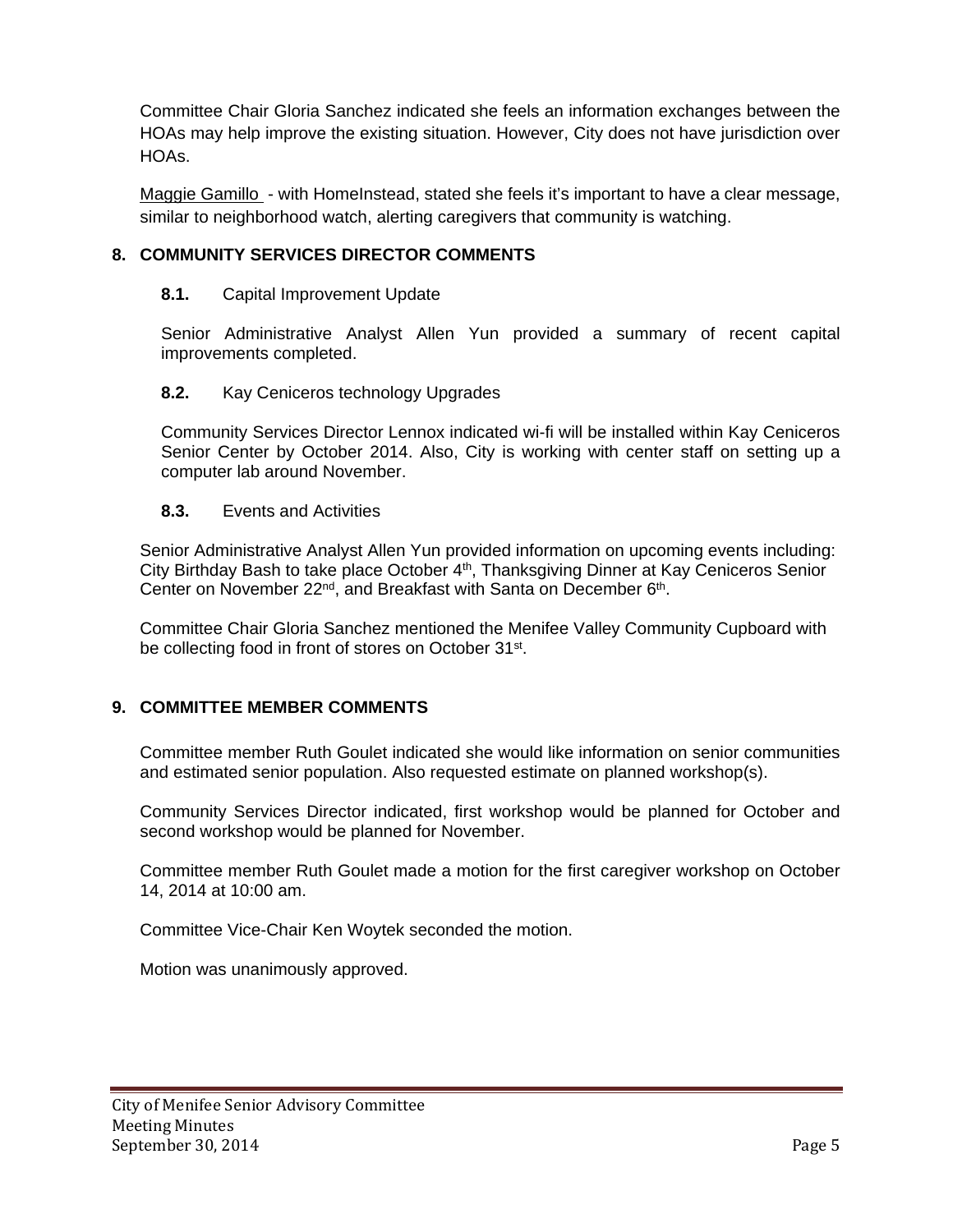Committee Chair Gloria Sanchez indicated she feels an information exchanges between the HOAs may help improve the existing situation. However, City does not have jurisdiction over HOAs.

Maggie Gamillo - with HomeInstead, stated she feels it's important to have a clear message, similar to neighborhood watch, alerting caregivers that community is watching.

## 8. COMMUNITY SERVICES DIRECTOR COMMENTS

### 8.1. Capital Improvement Update

Senior Administrative Analyst Allen Yun provided a summary of recent capital improvements completed.

### 8.2. Kay Ceniceros technology Upgrades

Community Services Director Lennox indicated wi-fi will be installed within Kay Ceniceros Senior Center by October 2014. Also, City is working with center staff on setting up a computer lab around November.

### 8.3. Events and Activities

Senior Administrative Analyst Allen Yun provided information on upcoming events including: City Birthday Bash to take place October 4th, Thanksgiving Dinner at Kay Ceniceros Senior Center on November 22nd, and Breakfast with Santa on December 6th.

Committee Chair Gloria Sanchez mentioned the Menifee Valley Community Cupboard with be collecting food in front of stores on October 31st.

## 9. COMMITTEE MEMBER COMMENTS

Committee member Ruth Goulet indicated she would like information on senior communities and estimated senior population. Also requested estimate on planned workshop(s).

Community Services Director indicated, first workshop would be planned for October and second workshop would be planned for November.

Committee member Ruth Goulet made a motion for the first caregiver workshop on October 14, 2014 at 10:00 am.

Committee Vice-Chair Ken Woytek seconded the motion.

Motion was unanimously approved.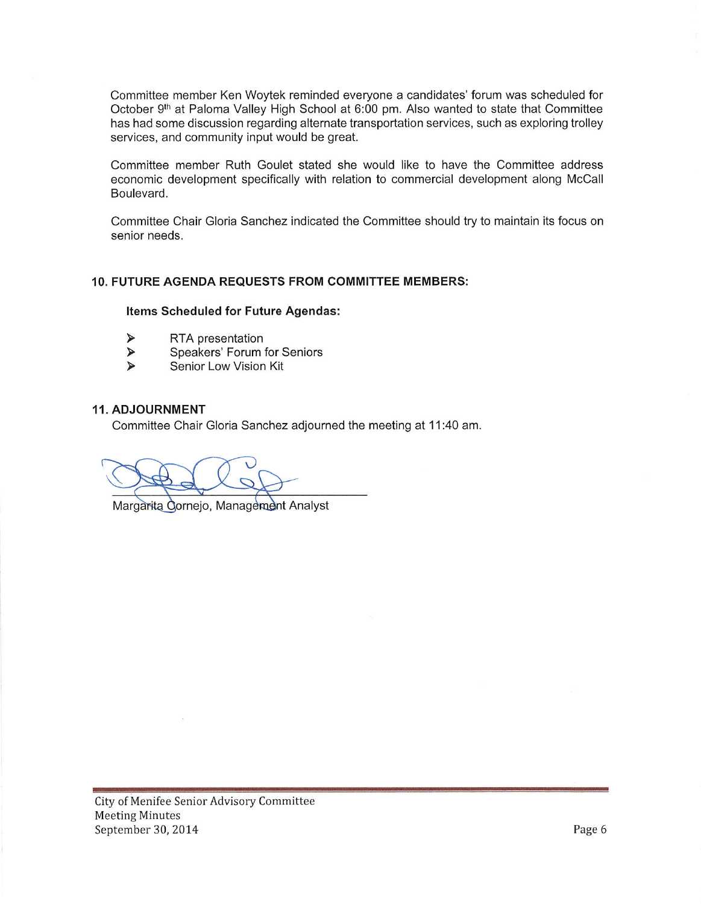Committee member Ken Woytek reminded everyone a candidates' forum was scheduled for October 9th at Paloma Valley High School at 6:00 pm. Also wanted to state that Committee has had some discussion regarding alternate transportation services, such as exploring trolley services, and community input would be great.

Committee member Ruth Goulet stated she would like to have the Committee address economic development specifically with relation to commercial development along McCall Boulevard.

Committee Chair Gloria Sanchez indicated the Committee should try to maintain its focus on senior needs.

## 10. FUTURE AGENDA REQUESTS FROM COMMITTEE MEMBERS:

**Items Scheduled for Future Agendas:**

- RTA presentation
- Speakers' Forum for Seniors
- Senior Low Vision Kit

## 11. ADJOURNMENT

Committee Chair Gloria Sanchez adjourned the meeting at 11:40 am.

Margarita Cornejo, Management Analyst